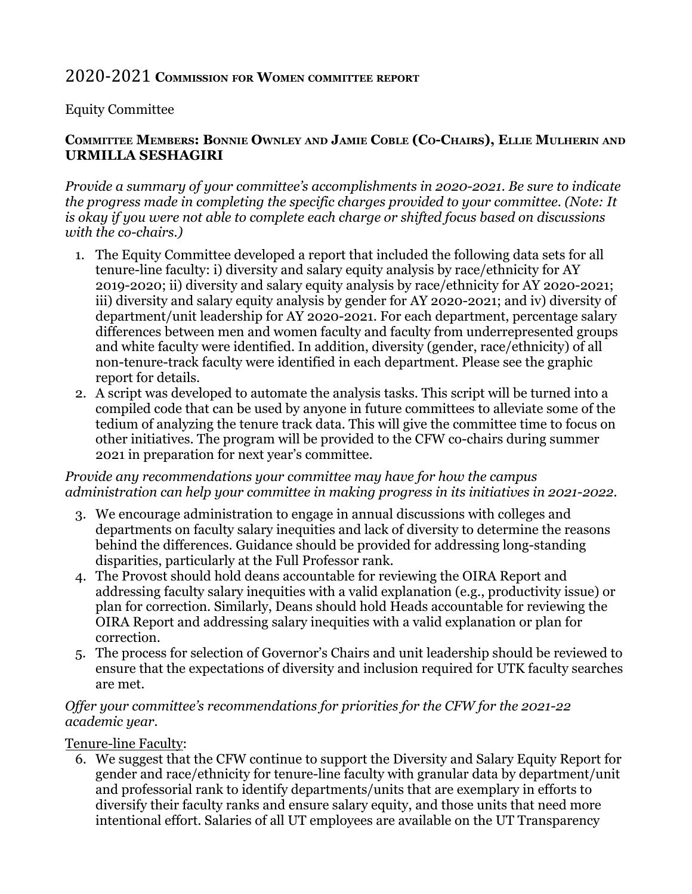# 2020-2021 Commission for Women committee report

Equity Committee

**Committee Members: Bonnie Ownley and Jamie Coble (Co-Chairs), Ellie Mulherin and URMILLA SESHAGIRI**

*Provide a summary of your committee's accomplishments in 2020-2021. Be sure to indicate the progress made in completing the specific charges provided to your committee. (Note: It is okay if you were not able to complete each charge or shifted focus based on discussions with the co-chairs.)*

1. The Equity Committee developed a report that included the following data sets for all tenure-line faculty: i) diversity and salary equity analysis by race/ethnicity for AY 2019-2020; ii) diversity and salary equity analysis by race/ethnicity for AY 2020-2021; iii) diversity and salary equity analysis by gender for AY 2020-2021; and iv) diversity of department/unit leadership for AY 2020-2021. For each department, percentage salary differences between men and women faculty and faculty from underrepresented groups and white faculty were identified. In addition, diversity (gender, race/ethnicity) of all non-tenure-track faculty were identified in each department. Please see the graphic report for details.
2. A script was developed to automate the analysis tasks. This script will be turned into a compiled code that can be used by anyone in future committees to alleviate some of the tedium of analyzing the tenure track data. This will give the committee time to focus on other initiatives. The program will be provided to the CFW co-chairs during summer 2021 in preparation for next year's committee.

*Provide any recommendations your committee may have for how the campus administration can help your committee in making progress in its initiatives in 2021-2022.*

3. We encourage administration to engage in annual discussions with colleges and departments on faculty salary inequities and lack of diversity to determine the reasons behind the differences. Guidance should be provided for addressing long-standing disparities, particularly at the Full Professor rank.
4. The Provost should hold deans accountable for reviewing the OIRA Report and addressing faculty salary inequities with a valid explanation (e.g., productivity issue) or plan for correction. Similarly, Deans should hold Heads accountable for reviewing the OIRA Report and addressing salary inequities with a valid explanation or plan for correction.
5. The process for selection of Governor's Chairs and unit leadership should be reviewed to ensure that the expectations of diversity and inclusion required for UTK faculty searches are met.

*Offer your committee's recommendations for priorities for the CFW for the 2021-22 academic year.*

Tenure-line Faculty:

6. We suggest that the CFW continue to support the Diversity and Salary Equity Report for gender and race/ethnicity for tenure-line faculty with granular data by department/unit and professorial rank to identify departments/units that are exemplary in efforts to diversify their faculty ranks and ensure salary equity, and those units that need more intentional effort. Salaries of all UT employees are available on the UT Transparency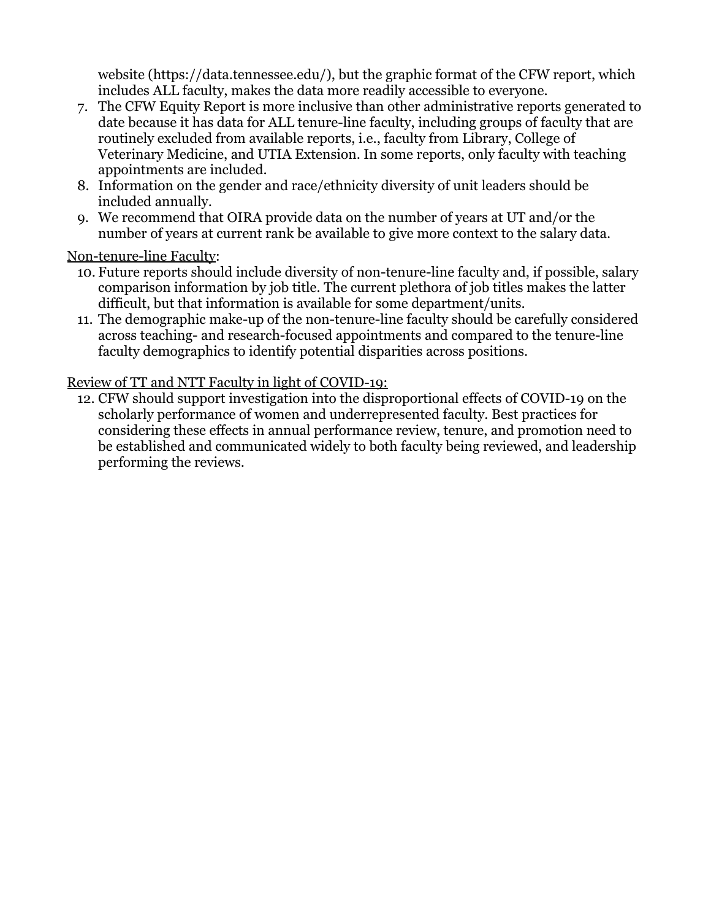website (https://data.tennessee.edu/), but the graphic format of the CFW report, which includes ALL faculty, makes the data more readily accessible to everyone.

7. The CFW Equity Report is more inclusive than other administrative reports generated to date because it has data for ALL tenure-line faculty, including groups of faculty that are routinely excluded from available reports, i.e., faculty from Library, College of Veterinary Medicine, and UTIA Extension. In some reports, only faculty with teaching appointments are included.
8. Information on the gender and race/ethnicity diversity of unit leaders should be included annually.
9. We recommend that OIRA provide data on the number of years at UT and/or the number of years at current rank be available to give more context to the salary data.

<u>Non-tenure-line Faculty</u>:

10. Future reports should include diversity of non-tenure-line faculty and, if possible, salary comparison information by job title. The current plethora of job titles makes the latter difficult, but that information is available for some department/units.
11. The demographic make-up of the non-tenure-line faculty should be carefully considered across teaching- and research-focused appointments and compared to the tenure-line faculty demographics to identify potential disparities across positions.

<u>Review of TT and NTT Faculty in light of COVID-19:</u>

12. CFW should support investigation into the disproportional effects of COVID-19 on the scholarly performance of women and underrepresented faculty. Best practices for considering these effects in annual performance review, tenure, and promotion need to be established and communicated widely to both faculty being reviewed, and leadership performing the reviews.